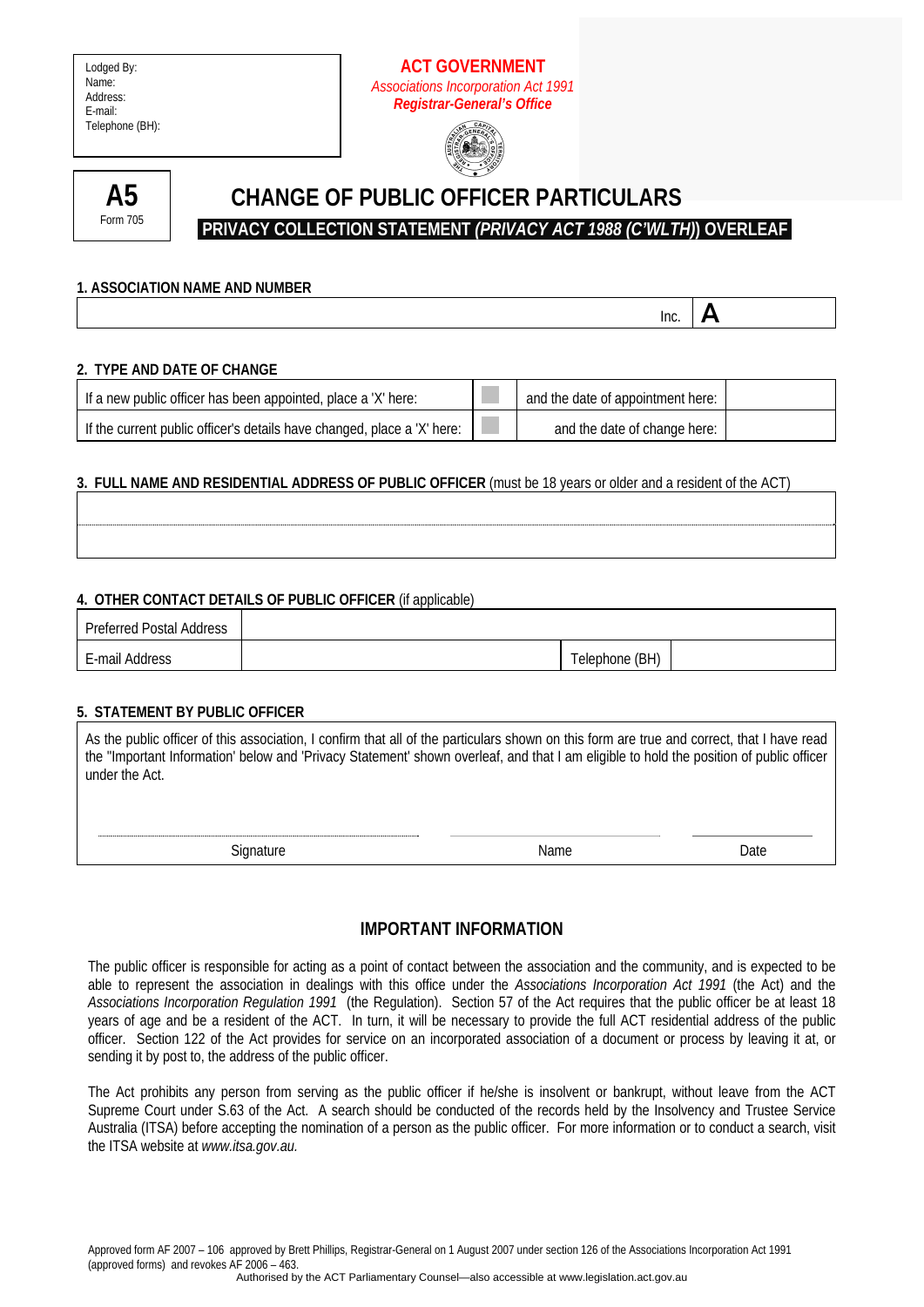Lodged By:
Name:
Address:
E-mail:
Telephone (BH):

**ACT GOVERNMENT**
*Associations Incorporation Act 1991*
***Registrar-General's Office***

**A5**
Form 705

# CHANGE OF PUBLIC OFFICER PARTICULARS

**PRIVACY COLLECTION STATEMENT *(PRIVACY ACT 1988 (C'WLTH))* OVERLEAF**

### 1. ASSOCIATION NAME AND NUMBER

| | Inc. | A |
|---|---|---|

### 2. TYPE AND DATE OF CHANGE

| | | | |
|---|---|---|---|
| If a new public officer has been appointed, place a 'X' here: | | and the date of appointment here: | |
| If the current public officer's details have changed, place a 'X' here: | | and the date of change here: | |

### 3. FULL NAME AND RESIDENTIAL ADDRESS OF PUBLIC OFFICER (must be 18 years or older and a resident of the ACT)

| |
|---|
| |
| |

### 4. OTHER CONTACT DETAILS OF PUBLIC OFFICER (if applicable)

| | | | |
|---|---|---|---|
| Preferred Postal Address | | | |
| E-mail Address | | Telephone (BH) | |

### 5. STATEMENT BY PUBLIC OFFICER

As the public officer of this association, I confirm that all of the particulars shown on this form are true and correct, that I have read the "Important Information" below and 'Privacy Statement' shown overleaf, and that I am eligible to hold the position of public officer under the Act.

| Signature | Name | Date |
|---|---|---|

## IMPORTANT INFORMATION

The public officer is responsible for acting as a point of contact between the association and the community, and is expected to be able to represent the association in dealings with this office under the *Associations Incorporation Act 1991* (the Act) and the *Associations Incorporation Regulation 1991* (the Regulation). Section 57 of the Act requires that the public officer be at least 18 years of age and be a resident of the ACT. In turn, it will be necessary to provide the full ACT residential address of the public officer. Section 122 of the Act provides for service on an incorporated association of a document or process by leaving it at, or sending it by post to, the address of the public officer.

The Act prohibits any person from serving as the public officer if he/she is insolvent or bankrupt, without leave from the ACT Supreme Court under S.63 of the Act. A search should be conducted of the records held by the Insolvency and Trustee Service Australia (ITSA) before accepting the nomination of a person as the public officer. For more information or to conduct a search, visit the ITSA website at *www.itsa.gov.au.*

Approved form AF 2007 – 106 approved by Brett Phillips, Registrar-General on 1 August 2007 under section 126 of the Associations Incorporation Act 1991 (approved forms) and revokes AF 2006 – 463.

Authorised by the ACT Parliamentary Counsel—also accessible at www.legislation.act.gov.au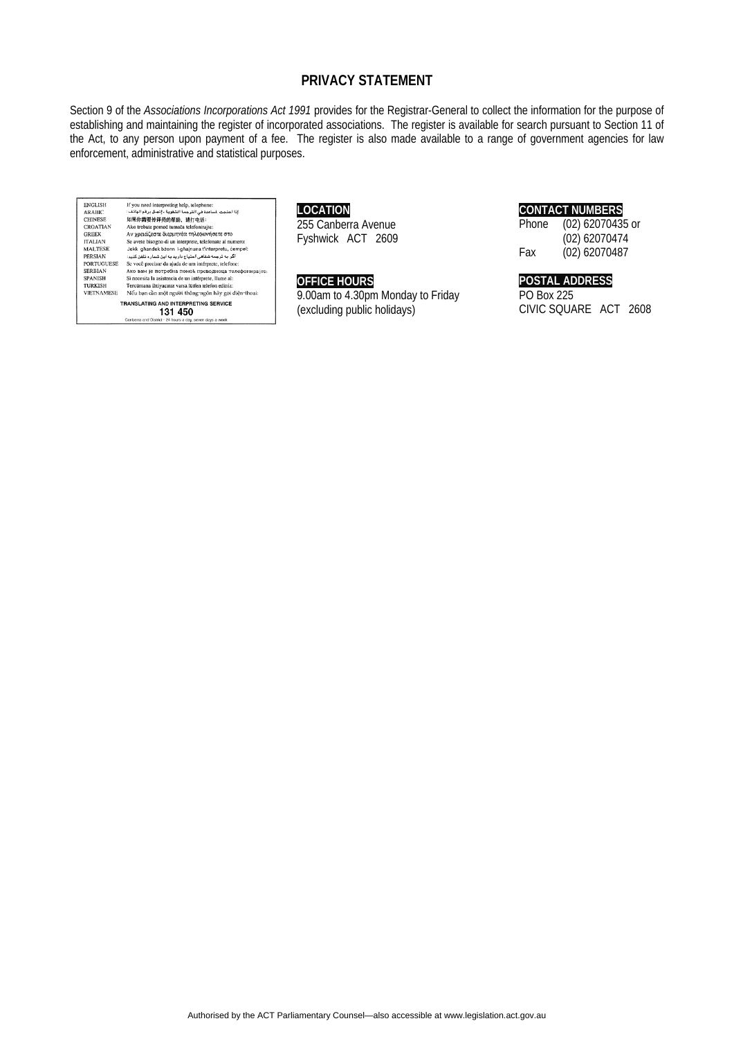## PRIVACY STATEMENT

Section 9 of the *Associations Incorporations Act 1991* provides for the Registrar-General to collect the information for the purpose of establishing and maintaining the register of incorporated associations. The register is available for search pursuant to Section 11 of the Act, to any person upon payment of a fee. The register is also made available to a range of government agencies for law enforcement, administrative and statistical purposes.

| | |
|---|---|
| ENGLISH | If you need interpreting help, telephone: |
| ARABIC | إذا احتجت لمساعدة في الترجمة الشفوية ، إتصل برقم الهاتف: |
| CHINESE | 如果你需要传译员的帮助，请打电话： |
| CROATIAN | Ako trebate pomoć tumača telefonirajte: |
| GREEK | Αν χρειάζεστε διερμηνέα τηλεφωνήσετε στο |
| ITALIAN | Se avete bisogno di un interprete, telefonate al numero: |
| MALTESE | Jekk għandek bżonn l-għajnuna t'interpretu, ċempel: |
| PERSIAN | اگر به ترجمه شفاهی احتیاج دارید به این شماره تلفن کنید: |
| PORTUGUESE | Se você precisar da ajuda de um intérprete, telefone: |
| SERBIAN | Ако вам је потребна помоћ преводиоца телефонирајте: |
| SPANISH | Si necesita la asistencia de un intérprete, llame al: |
| TURKISH | Tercümana ihtiyacınız varsa lütfen telefon ediniz: |
| VIETNAMESE | Nếu bạn cần một người thông-ngôn hãy gọi điện-thoại: |

**TRANSLATING AND INTERPRETING SERVICE**
**131 450**
Canberra and District - 24 hours a day, seven days a week

**LOCATION**
255 Canberra Avenue
Fyshwick ACT 2609

**OFFICE HOURS**
9.00am to 4.30pm Monday to Friday
(excluding public holidays)

**CONTACT NUMBERS**
Phone (02) 62070435 or
(02) 62070474
Fax (02) 62070487

**POSTAL ADDRESS**
PO Box 225
CIVIC SQUARE ACT 2608